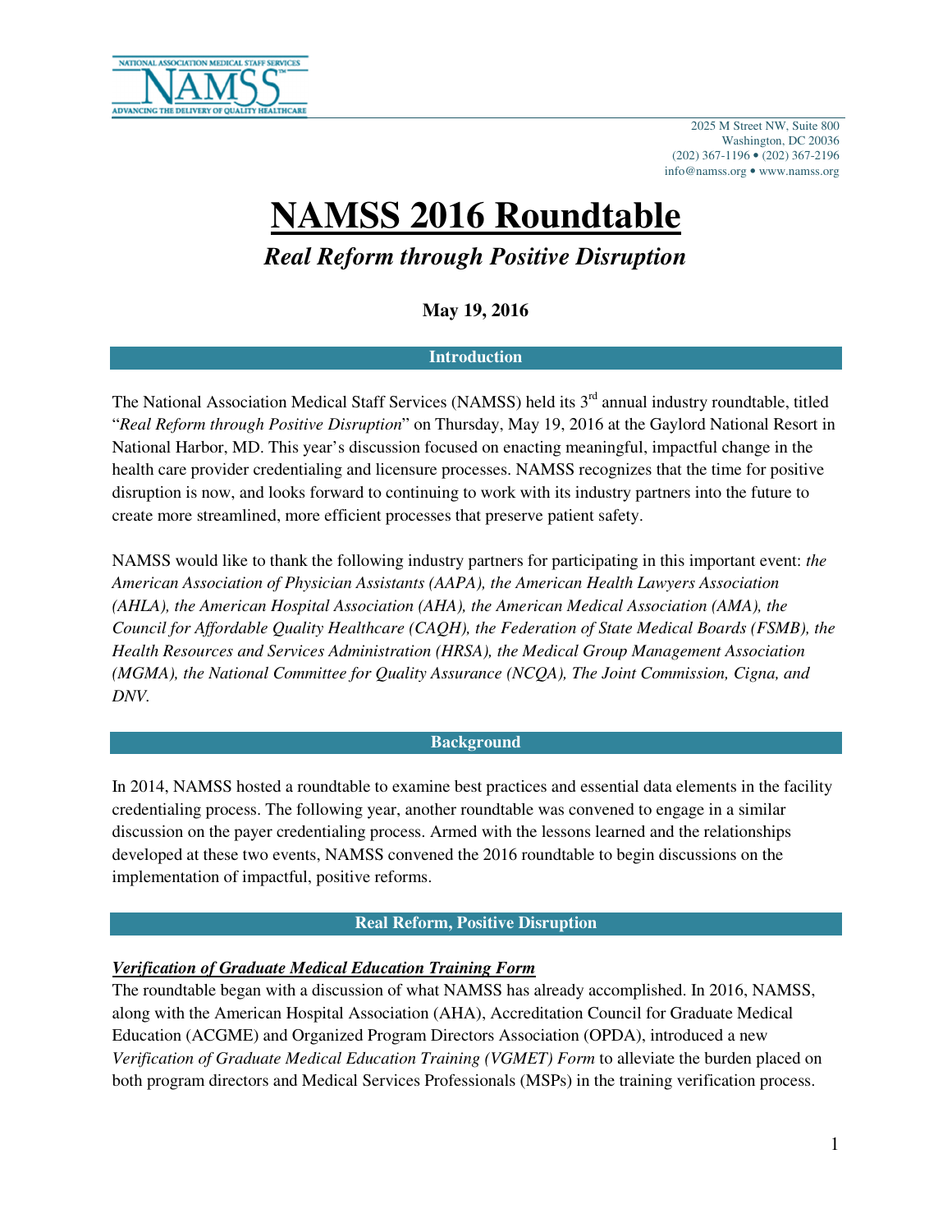2025 M Street NW, Suite 800
Washington, DC 20036
(202) 367-1196 • (202) 367-2196
info@namss.org • www.namss.org

# NAMSS 2016 Roundtable

## *Real Reform through Positive Disruption*

**May 19, 2016**

## Introduction

The National Association Medical Staff Services (NAMSS) held its 3rd annual industry roundtable, titled "*Real Reform through Positive Disruption*" on Thursday, May 19, 2016 at the Gaylord National Resort in National Harbor, MD. This year's discussion focused on enacting meaningful, impactful change in the health care provider credentialing and licensure processes. NAMSS recognizes that the time for positive disruption is now, and looks forward to continuing to work with its industry partners into the future to create more streamlined, more efficient processes that preserve patient safety.

NAMSS would like to thank the following industry partners for participating in this important event: *the American Association of Physician Assistants (AAPA), the American Health Lawyers Association (AHLA), the American Hospital Association (AHA), the American Medical Association (AMA), the Council for Affordable Quality Healthcare (CAQH), the Federation of State Medical Boards (FSMB), the Health Resources and Services Administration (HRSA), the Medical Group Management Association (MGMA), the National Committee for Quality Assurance (NCQA), The Joint Commission, Cigna, and DNV.*

## Background

In 2014, NAMSS hosted a roundtable to examine best practices and essential data elements in the facility credentialing process. The following year, another roundtable was convened to engage in a similar discussion on the payer credentialing process. Armed with the lessons learned and the relationships developed at these two events, NAMSS convened the 2016 roundtable to begin discussions on the implementation of impactful, positive reforms.

## Real Reform, Positive Disruption

***Verification of Graduate Medical Education Training Form***

The roundtable began with a discussion of what NAMSS has already accomplished. In 2016, NAMSS, along with the American Hospital Association (AHA), Accreditation Council for Graduate Medical Education (ACGME) and Organized Program Directors Association (OPDA), introduced a new *Verification of Graduate Medical Education Training (VGMET) Form* to alleviate the burden placed on both program directors and Medical Services Professionals (MSPs) in the training verification process.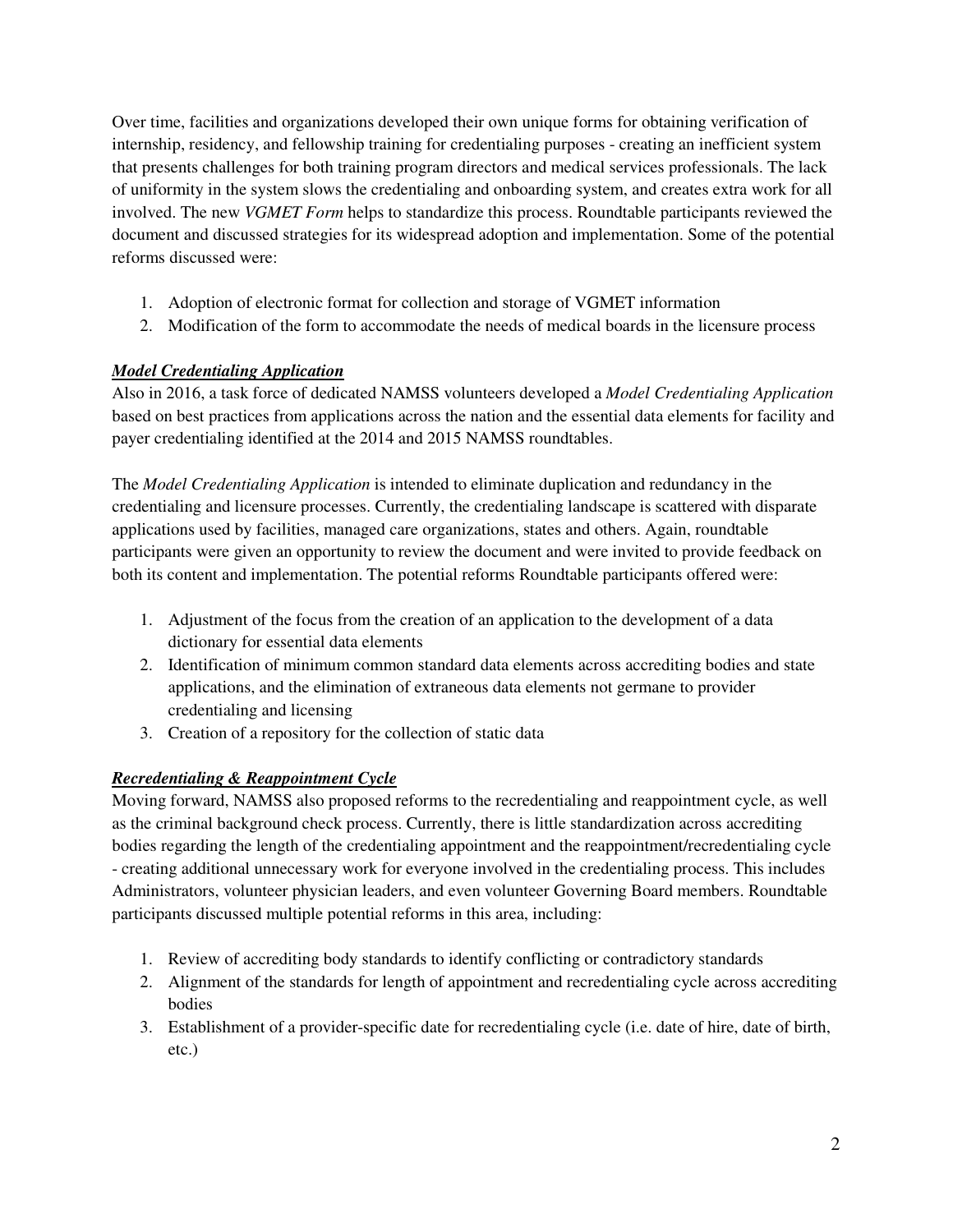Over time, facilities and organizations developed their own unique forms for obtaining verification of internship, residency, and fellowship training for credentialing purposes - creating an inefficient system that presents challenges for both training program directors and medical services professionals. The lack of uniformity in the system slows the credentialing and onboarding system, and creates extra work for all involved. The new *VGMET Form* helps to standardize this process. Roundtable participants reviewed the document and discussed strategies for its widespread adoption and implementation. Some of the potential reforms discussed were:

1. Adoption of electronic format for collection and storage of VGMET information
2. Modification of the form to accommodate the needs of medical boards in the licensure process

### ***Model Credentialing Application***

Also in 2016, a task force of dedicated NAMSS volunteers developed a *Model Credentialing Application* based on best practices from applications across the nation and the essential data elements for facility and payer credentialing identified at the 2014 and 2015 NAMSS roundtables.

The *Model Credentialing Application* is intended to eliminate duplication and redundancy in the credentialing and licensure processes. Currently, the credentialing landscape is scattered with disparate applications used by facilities, managed care organizations, states and others. Again, roundtable participants were given an opportunity to review the document and were invited to provide feedback on both its content and implementation. The potential reforms Roundtable participants offered were:

1. Adjustment of the focus from the creation of an application to the development of a data dictionary for essential data elements
2. Identification of minimum common standard data elements across accrediting bodies and state applications, and the elimination of extraneous data elements not germane to provider credentialing and licensing
3. Creation of a repository for the collection of static data

### ***Recredentialing & Reappointment Cycle***

Moving forward, NAMSS also proposed reforms to the recredentialing and reappointment cycle, as well as the criminal background check process. Currently, there is little standardization across accrediting bodies regarding the length of the credentialing appointment and the reappointment/recredentialing cycle - creating additional unnecessary work for everyone involved in the credentialing process. This includes Administrators, volunteer physician leaders, and even volunteer Governing Board members. Roundtable participants discussed multiple potential reforms in this area, including:

1. Review of accrediting body standards to identify conflicting or contradictory standards
2. Alignment of the standards for length of appointment and recredentialing cycle across accrediting bodies
3. Establishment of a provider-specific date for recredentialing cycle (i.e. date of hire, date of birth, etc.)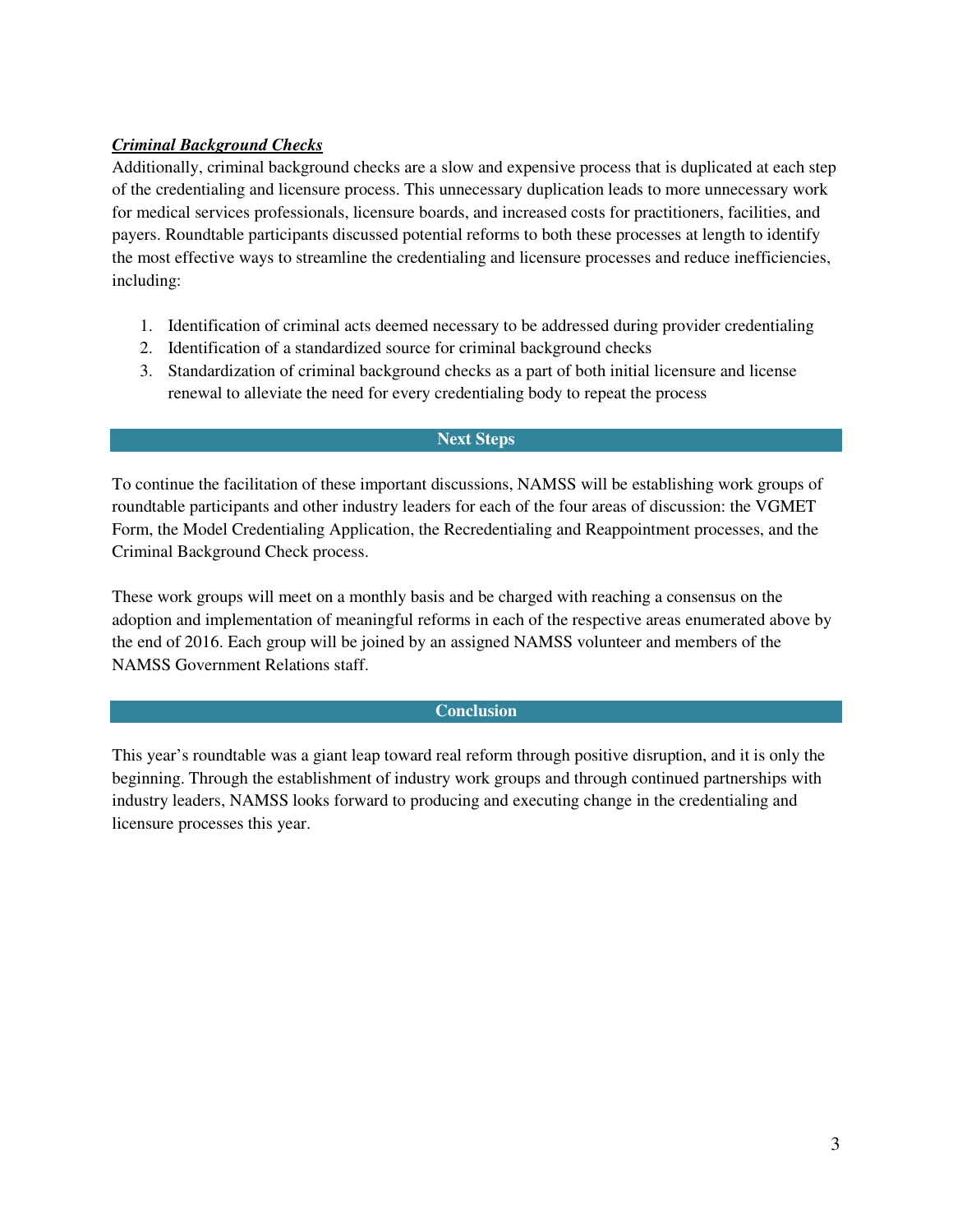***Criminal Background Checks***

Additionally, criminal background checks are a slow and expensive process that is duplicated at each step of the credentialing and licensure process. This unnecessary duplication leads to more unnecessary work for medical services professionals, licensure boards, and increased costs for practitioners, facilities, and payers. Roundtable participants discussed potential reforms to both these processes at length to identify the most effective ways to streamline the credentialing and licensure processes and reduce inefficiencies, including:

1. Identification of criminal acts deemed necessary to be addressed during provider credentialing
2. Identification of a standardized source for criminal background checks
3. Standardization of criminal background checks as a part of both initial licensure and license renewal to alleviate the need for every credentialing body to repeat the process

## Next Steps

To continue the facilitation of these important discussions, NAMSS will be establishing work groups of roundtable participants and other industry leaders for each of the four areas of discussion: the VGMET Form, the Model Credentialing Application, the Recredentialing and Reappointment processes, and the Criminal Background Check process.

These work groups will meet on a monthly basis and be charged with reaching a consensus on the adoption and implementation of meaningful reforms in each of the respective areas enumerated above by the end of 2016. Each group will be joined by an assigned NAMSS volunteer and members of the NAMSS Government Relations staff.

## Conclusion

This year's roundtable was a giant leap toward real reform through positive disruption, and it is only the beginning. Through the establishment of industry work groups and through continued partnerships with industry leaders, NAMSS looks forward to producing and executing change in the credentialing and licensure processes this year.